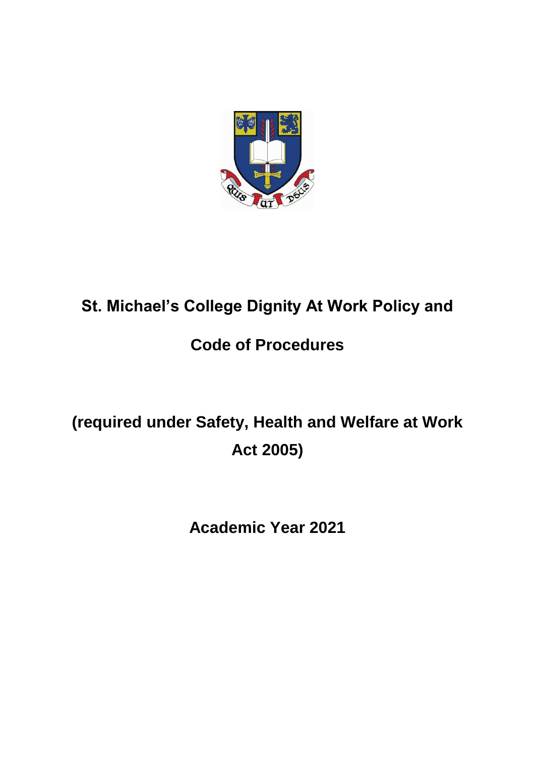# St. Michael's College Dignity At Work Policy and Code of Procedures

## (required under Safety, Health and Welfare at Work Act 2005)

## Academic Year 2021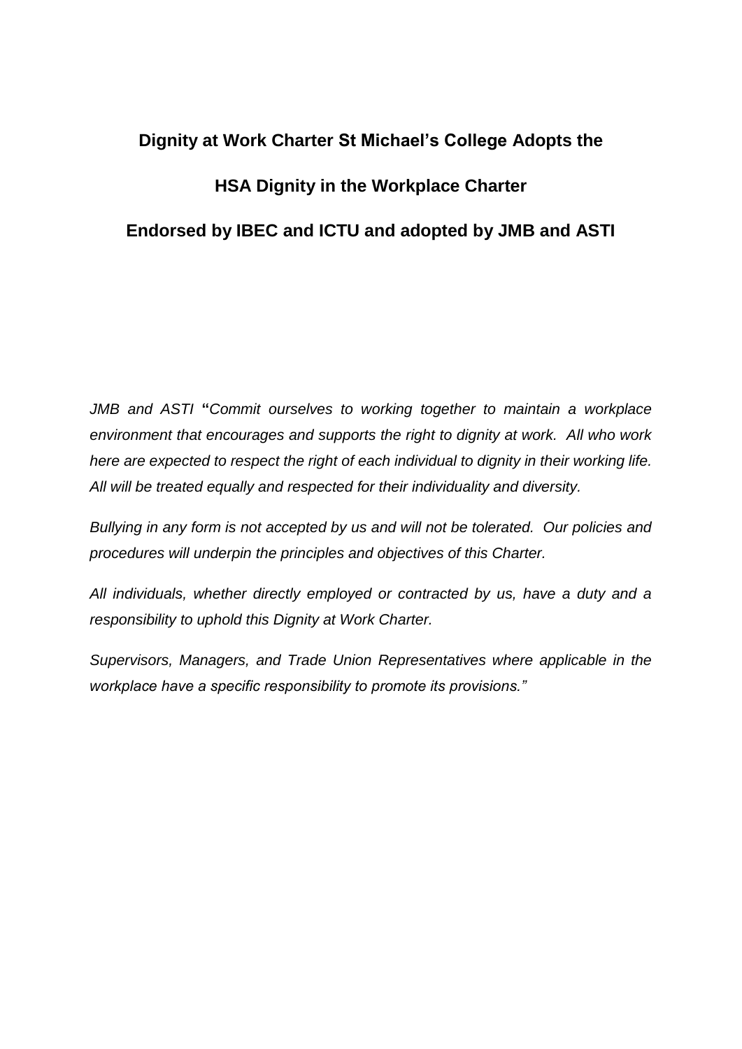# Dignity at Work Charter St Michael's College Adopts the

# HSA Dignity in the Workplace Charter

# Endorsed by IBEC and ICTU and adopted by JMB and ASTI

*JMB and ASTI* **"***Commit ourselves to working together to maintain a workplace environment that encourages and supports the right to dignity at work. All who work here are expected to respect the right of each individual to dignity in their working life. All will be treated equally and respected for their individuality and diversity.*

*Bullying in any form is not accepted by us and will not be tolerated. Our policies and procedures will underpin the principles and objectives of this Charter.*

*All individuals, whether directly employed or contracted by us, have a duty and a responsibility to uphold this Dignity at Work Charter.*

*Supervisors, Managers, and Trade Union Representatives where applicable in the workplace have a specific responsibility to promote its provisions."*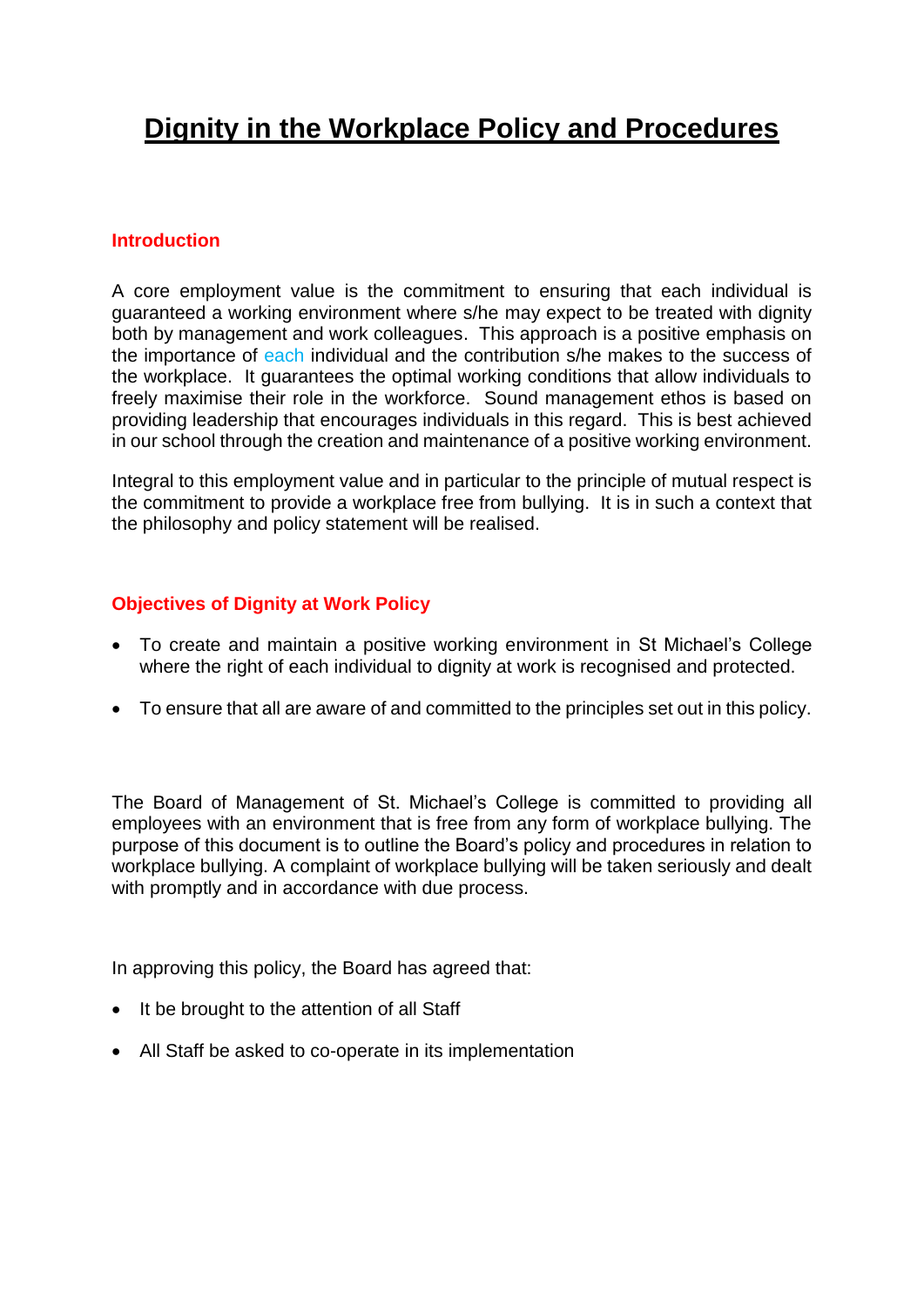# Dignity in the Workplace Policy and Procedures

## Introduction

A core employment value is the commitment to ensuring that each individual is guaranteed a working environment where s/he may expect to be treated with dignity both by management and work colleagues. This approach is a positive emphasis on the importance of each individual and the contribution s/he makes to the success of the workplace. It guarantees the optimal working conditions that allow individuals to freely maximise their role in the workforce. Sound management ethos is based on providing leadership that encourages individuals in this regard. This is best achieved in our school through the creation and maintenance of a positive working environment.

Integral to this employment value and in particular to the principle of mutual respect is the commitment to provide a workplace free from bullying. It is in such a context that the philosophy and policy statement will be realised.

## Objectives of Dignity at Work Policy

- To create and maintain a positive working environment in St Michael's College where the right of each individual to dignity at work is recognised and protected.
- To ensure that all are aware of and committed to the principles set out in this policy.

The Board of Management of St. Michael's College is committed to providing all employees with an environment that is free from any form of workplace bullying. The purpose of this document is to outline the Board's policy and procedures in relation to workplace bullying. A complaint of workplace bullying will be taken seriously and dealt with promptly and in accordance with due process.

In approving this policy, the Board has agreed that:

- It be brought to the attention of all Staff
- All Staff be asked to co-operate in its implementation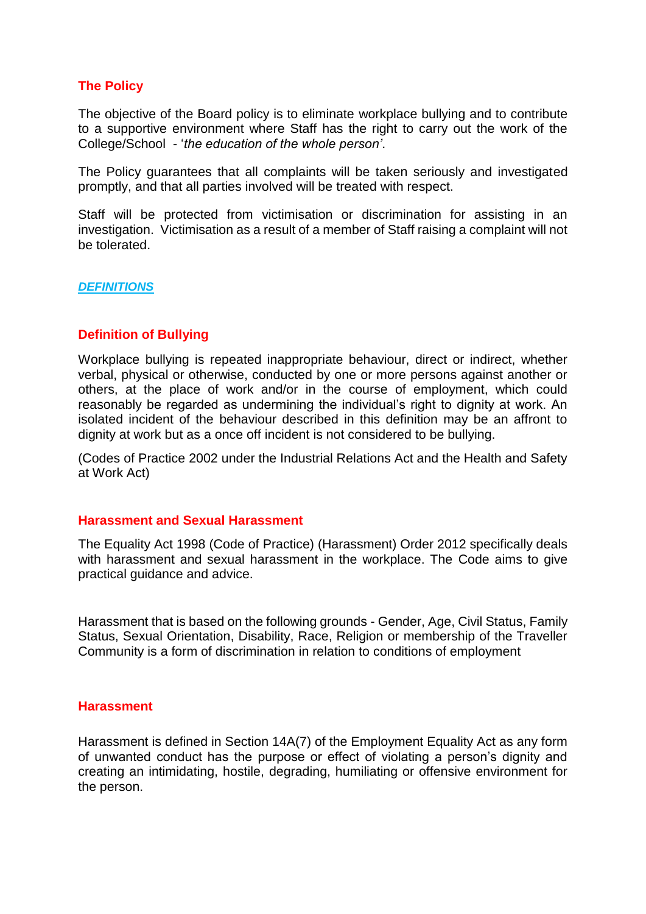## The Policy

The objective of the Board policy is to eliminate workplace bullying and to contribute to a supportive environment where Staff has the right to carry out the work of the College/School - '*the education of the whole person'*.

The Policy guarantees that all complaints will be taken seriously and investigated promptly, and that all parties involved will be treated with respect.

Staff will be protected from victimisation or discrimination for assisting in an investigation. Victimisation as a result of a member of Staff raising a complaint will not be tolerated.

## ***DEFINITIONS***

### Definition of Bullying

Workplace bullying is repeated inappropriate behaviour, direct or indirect, whether verbal, physical or otherwise, conducted by one or more persons against another or others, at the place of work and/or in the course of employment, which could reasonably be regarded as undermining the individual's right to dignity at work. An isolated incident of the behaviour described in this definition may be an affront to dignity at work but as a once off incident is not considered to be bullying.

(Codes of Practice 2002 under the Industrial Relations Act and the Health and Safety at Work Act)

### Harassment and Sexual Harassment

The Equality Act 1998 (Code of Practice) (Harassment) Order 2012 specifically deals with harassment and sexual harassment in the workplace. The Code aims to give practical guidance and advice.

Harassment that is based on the following grounds - Gender, Age, Civil Status, Family Status, Sexual Orientation, Disability, Race, Religion or membership of the Traveller Community is a form of discrimination in relation to conditions of employment

### Harassment

Harassment is defined in Section 14A(7) of the Employment Equality Act as any form of unwanted conduct has the purpose or effect of violating a person's dignity and creating an intimidating, hostile, degrading, humiliating or offensive environment for the person.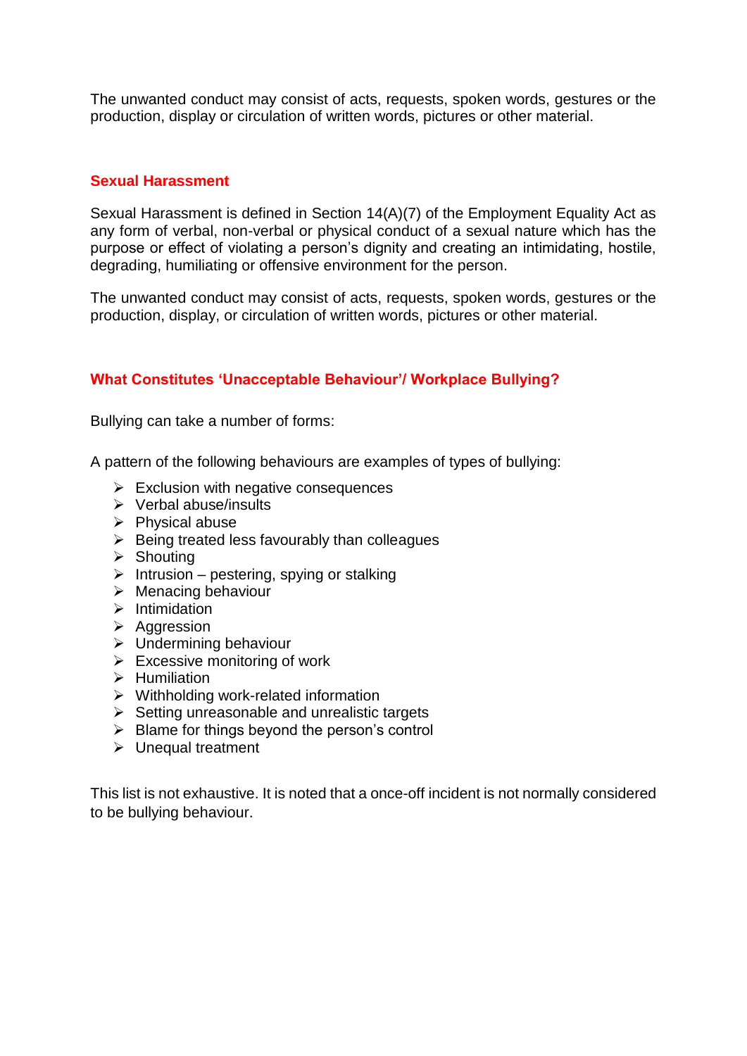The unwanted conduct may consist of acts, requests, spoken words, gestures or the production, display or circulation of written words, pictures or other material.

## Sexual Harassment

Sexual Harassment is defined in Section 14(A)(7) of the Employment Equality Act as any form of verbal, non-verbal or physical conduct of a sexual nature which has the purpose or effect of violating a person's dignity and creating an intimidating, hostile, degrading, humiliating or offensive environment for the person.

The unwanted conduct may consist of acts, requests, spoken words, gestures or the production, display, or circulation of written words, pictures or other material.

## What Constitutes 'Unacceptable Behaviour'/ Workplace Bullying?

Bullying can take a number of forms:

A pattern of the following behaviours are examples of types of bullying:

- Exclusion with negative consequences
- Verbal abuse/insults
- Physical abuse
- Being treated less favourably than colleagues
- Shouting
- Intrusion – pestering, spying or stalking
- Menacing behaviour
- Intimidation
- Aggression
- Undermining behaviour
- Excessive monitoring of work
- Humiliation
- Withholding work-related information
- Setting unreasonable and unrealistic targets
- Blame for things beyond the person's control
- Unequal treatment

This list is not exhaustive. It is noted that a once-off incident is not normally considered to be bullying behaviour.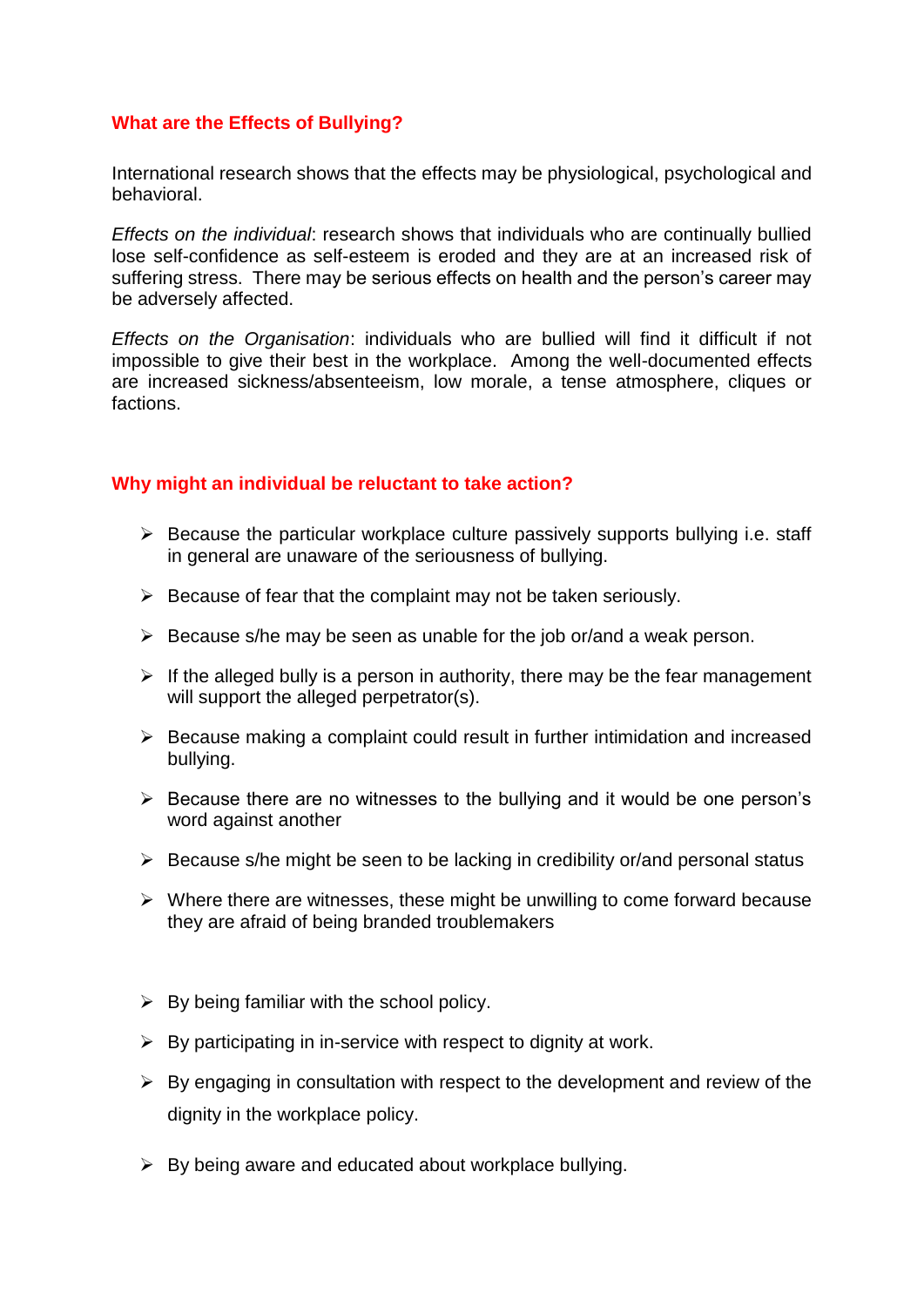## What are the Effects of Bullying?

International research shows that the effects may be physiological, psychological and behavioral.

*Effects on the individual*: research shows that individuals who are continually bullied lose self-confidence as self-esteem is eroded and they are at an increased risk of suffering stress. There may be serious effects on health and the person's career may be adversely affected.

*Effects on the Organisation*: individuals who are bullied will find it difficult if not impossible to give their best in the workplace. Among the well-documented effects are increased sickness/absenteeism, low morale, a tense atmosphere, cliques or factions.

## Why might an individual be reluctant to take action?

- Because the particular workplace culture passively supports bullying i.e. staff in general are unaware of the seriousness of bullying.
- Because of fear that the complaint may not be taken seriously.
- Because s/he may be seen as unable for the job or/and a weak person.
- If the alleged bully is a person in authority, there may be the fear management will support the alleged perpetrator(s).
- Because making a complaint could result in further intimidation and increased bullying.
- Because there are no witnesses to the bullying and it would be one person's word against another
- Because s/he might be seen to be lacking in credibility or/and personal status
- Where there are witnesses, these might be unwilling to come forward because they are afraid of being branded troublemakers

- By being familiar with the school policy.
- By participating in in-service with respect to dignity at work.
- By engaging in consultation with respect to the development and review of the dignity in the workplace policy.
- By being aware and educated about workplace bullying.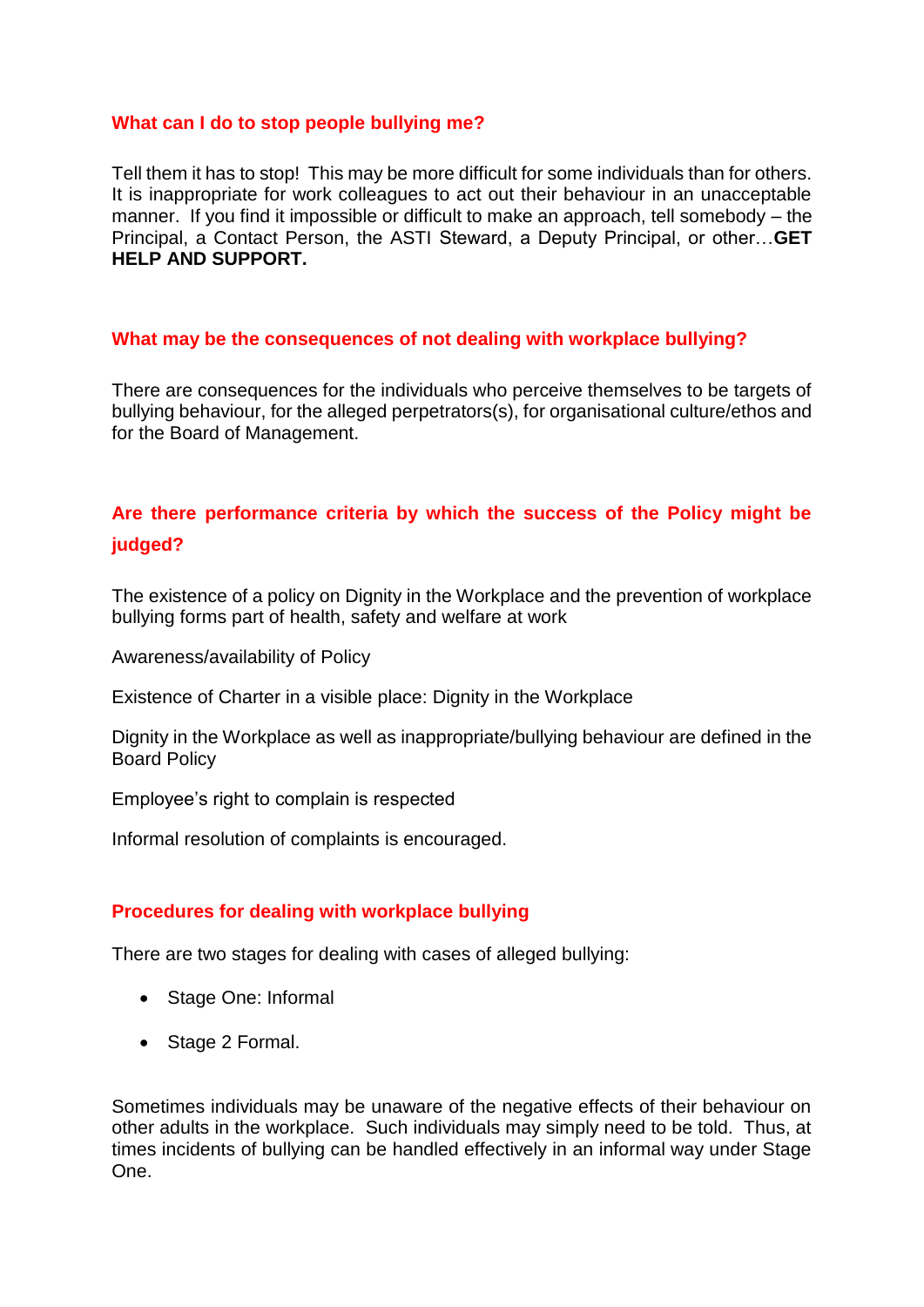### What can I do to stop people bullying me?

Tell them it has to stop! This may be more difficult for some individuals than for others. It is inappropriate for work colleagues to act out their behaviour in an unacceptable manner. If you find it impossible or difficult to make an approach, tell somebody – the Principal, a Contact Person, the ASTI Steward, a Deputy Principal, or other…**GET HELP AND SUPPORT.**

### What may be the consequences of not dealing with workplace bullying?

There are consequences for the individuals who perceive themselves to be targets of bullying behaviour, for the alleged perpetrators(s), for organisational culture/ethos and for the Board of Management.

### Are there performance criteria by which the success of the Policy might be judged?

The existence of a policy on Dignity in the Workplace and the prevention of workplace bullying forms part of health, safety and welfare at work

Awareness/availability of Policy

Existence of Charter in a visible place: Dignity in the Workplace

Dignity in the Workplace as well as inappropriate/bullying behaviour are defined in the Board Policy

Employee's right to complain is respected

Informal resolution of complaints is encouraged.

### Procedures for dealing with workplace bullying

There are two stages for dealing with cases of alleged bullying:

- Stage One: Informal
- Stage 2 Formal.

Sometimes individuals may be unaware of the negative effects of their behaviour on other adults in the workplace. Such individuals may simply need to be told. Thus, at times incidents of bullying can be handled effectively in an informal way under Stage One.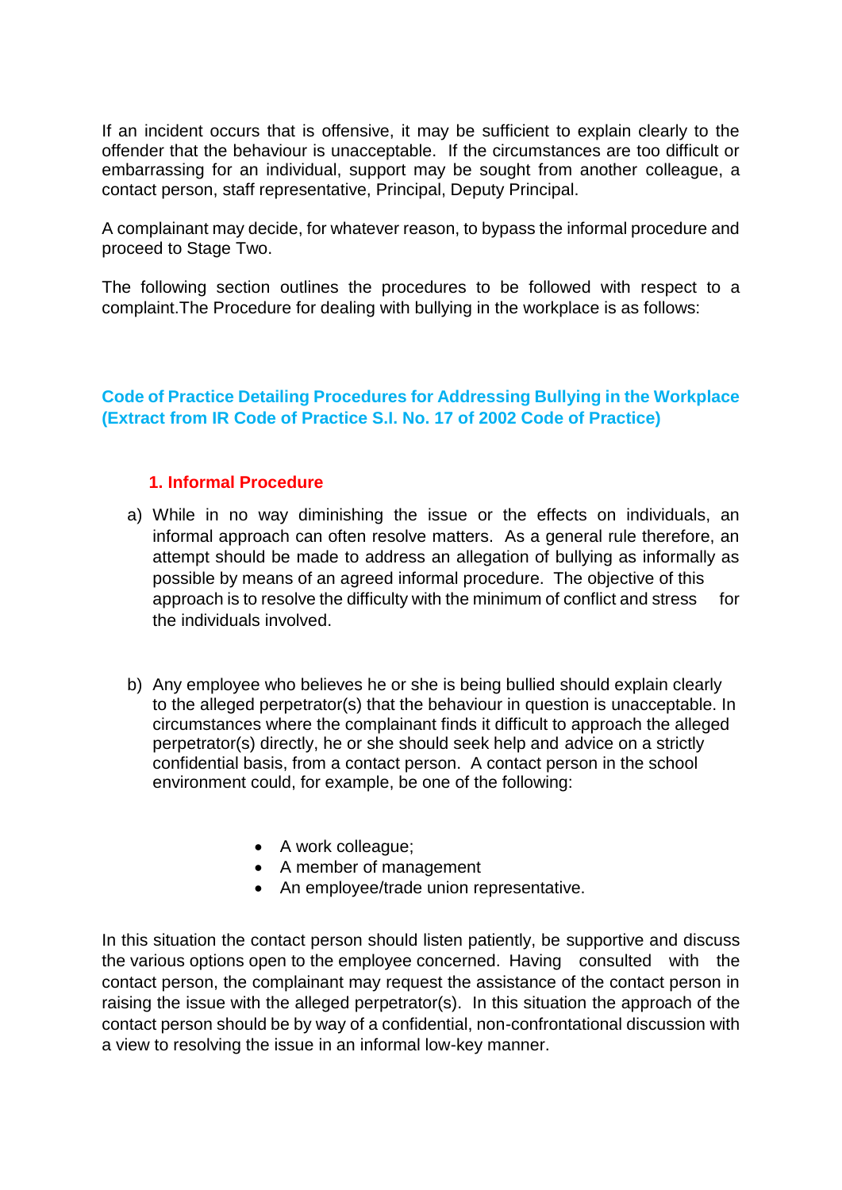If an incident occurs that is offensive, it may be sufficient to explain clearly to the offender that the behaviour is unacceptable. If the circumstances are too difficult or embarrassing for an individual, support may be sought from another colleague, a contact person, staff representative, Principal, Deputy Principal.

A complainant may decide, for whatever reason, to bypass the informal procedure and proceed to Stage Two.

The following section outlines the procedures to be followed with respect to a complaint.The Procedure for dealing with bullying in the workplace is as follows:

## Code of Practice Detailing Procedures for Addressing Bullying in the Workplace (Extract from IR Code of Practice S.I. No. 17 of 2002 Code of Practice)

### 1. Informal Procedure

a) While in no way diminishing the issue or the effects on individuals, an informal approach can often resolve matters. As a general rule therefore, an attempt should be made to address an allegation of bullying as informally as possible by means of an agreed informal procedure. The objective of this approach is to resolve the difficulty with the minimum of conflict and stress for the individuals involved.

b) Any employee who believes he or she is being bullied should explain clearly to the alleged perpetrator(s) that the behaviour in question is unacceptable. In circumstances where the complainant finds it difficult to approach the alleged perpetrator(s) directly, he or she should seek help and advice on a strictly confidential basis, from a contact person. A contact person in the school environment could, for example, be one of the following:

- A work colleague;
- A member of management
- An employee/trade union representative.

In this situation the contact person should listen patiently, be supportive and discuss the various options open to the employee concerned. Having consulted with the contact person, the complainant may request the assistance of the contact person in raising the issue with the alleged perpetrator(s). In this situation the approach of the contact person should be by way of a confidential, non-confrontational discussion with a view to resolving the issue in an informal low-key manner.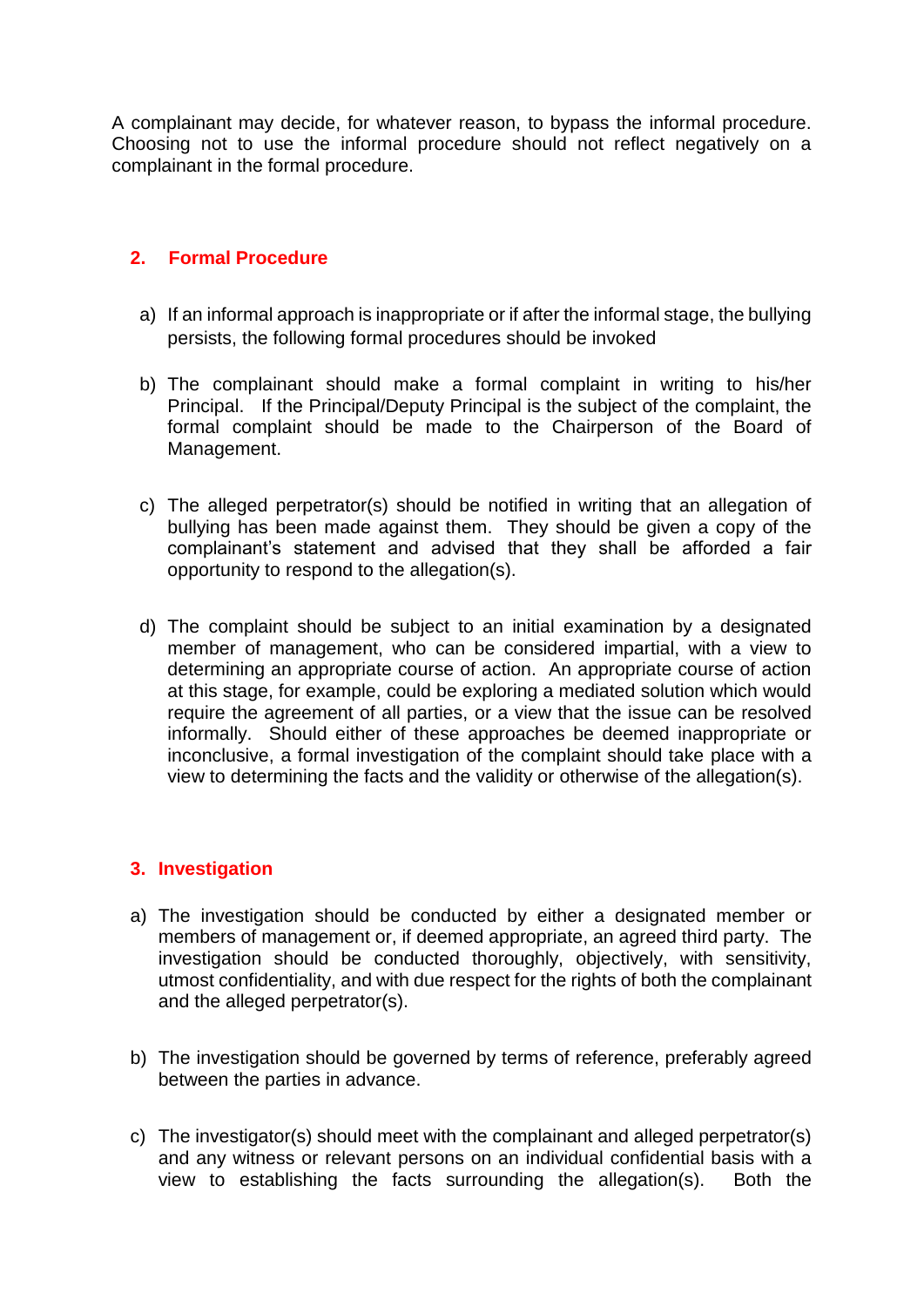A complainant may decide, for whatever reason, to bypass the informal procedure. Choosing not to use the informal procedure should not reflect negatively on a complainant in the formal procedure.

## 2. Formal Procedure

a) If an informal approach is inappropriate or if after the informal stage, the bullying persists, the following formal procedures should be invoked

b) The complainant should make a formal complaint in writing to his/her Principal. If the Principal/Deputy Principal is the subject of the complaint, the formal complaint should be made to the Chairperson of the Board of Management.

c) The alleged perpetrator(s) should be notified in writing that an allegation of bullying has been made against them. They should be given a copy of the complainant's statement and advised that they shall be afforded a fair opportunity to respond to the allegation(s).

d) The complaint should be subject to an initial examination by a designated member of management, who can be considered impartial, with a view to determining an appropriate course of action. An appropriate course of action at this stage, for example, could be exploring a mediated solution which would require the agreement of all parties, or a view that the issue can be resolved informally. Should either of these approaches be deemed inappropriate or inconclusive, a formal investigation of the complaint should take place with a view to determining the facts and the validity or otherwise of the allegation(s).

## 3. Investigation

a) The investigation should be conducted by either a designated member or members of management or, if deemed appropriate, an agreed third party. The investigation should be conducted thoroughly, objectively, with sensitivity, utmost confidentiality, and with due respect for the rights of both the complainant and the alleged perpetrator(s).

b) The investigation should be governed by terms of reference, preferably agreed between the parties in advance.

c) The investigator(s) should meet with the complainant and alleged perpetrator(s) and any witness or relevant persons on an individual confidential basis with a view to establishing the facts surrounding the allegation(s). Both the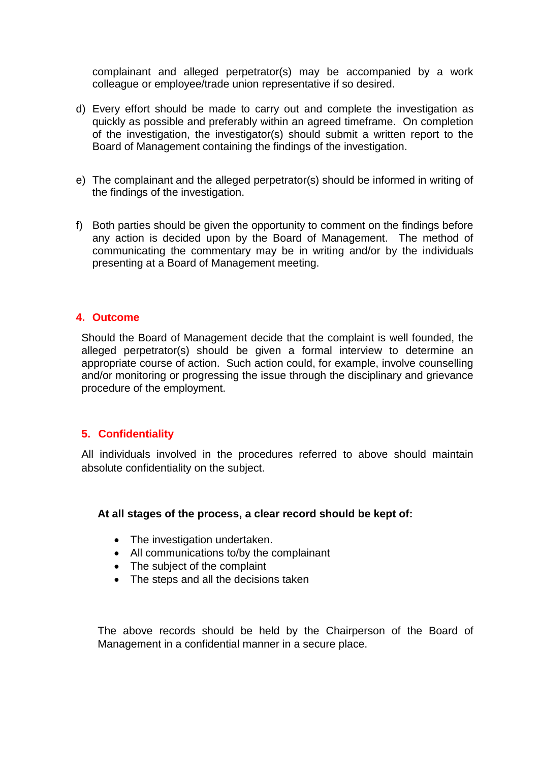complainant and alleged perpetrator(s) may be accompanied by a work colleague or employee/trade union representative if so desired.

d) Every effort should be made to carry out and complete the investigation as quickly as possible and preferably within an agreed timeframe. On completion of the investigation, the investigator(s) should submit a written report to the Board of Management containing the findings of the investigation.

e) The complainant and the alleged perpetrator(s) should be informed in writing of the findings of the investigation.

f) Both parties should be given the opportunity to comment on the findings before any action is decided upon by the Board of Management. The method of communicating the commentary may be in writing and/or by the individuals presenting at a Board of Management meeting.

## 4. Outcome

Should the Board of Management decide that the complaint is well founded, the alleged perpetrator(s) should be given a formal interview to determine an appropriate course of action. Such action could, for example, involve counselling and/or monitoring or progressing the issue through the disciplinary and grievance procedure of the employment.

## 5. Confidentiality

All individuals involved in the procedures referred to above should maintain absolute confidentiality on the subject.

**At all stages of the process, a clear record should be kept of:**

- The investigation undertaken.
- All communications to/by the complainant
- The subject of the complaint
- The steps and all the decisions taken

The above records should be held by the Chairperson of the Board of Management in a confidential manner in a secure place.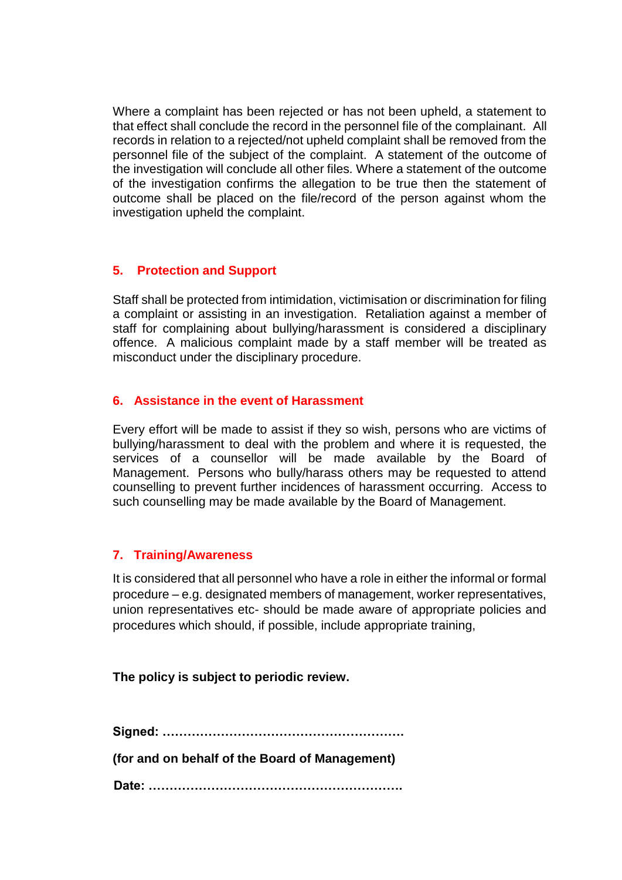Where a complaint has been rejected or has not been upheld, a statement to that effect shall conclude the record in the personnel file of the complainant. All records in relation to a rejected/not upheld complaint shall be removed from the personnel file of the subject of the complaint. A statement of the outcome of the investigation will conclude all other files. Where a statement of the outcome of the investigation confirms the allegation to be true then the statement of outcome shall be placed on the file/record of the person against whom the investigation upheld the complaint.

## 5. Protection and Support

Staff shall be protected from intimidation, victimisation or discrimination for filing a complaint or assisting in an investigation. Retaliation against a member of staff for complaining about bullying/harassment is considered a disciplinary offence. A malicious complaint made by a staff member will be treated as misconduct under the disciplinary procedure.

## 6. Assistance in the event of Harassment

Every effort will be made to assist if they so wish, persons who are victims of bullying/harassment to deal with the problem and where it is requested, the services of a counsellor will be made available by the Board of Management. Persons who bully/harass others may be requested to attend counselling to prevent further incidences of harassment occurring. Access to such counselling may be made available by the Board of Management.

## 7. Training/Awareness

It is considered that all personnel who have a role in either the informal or formal procedure – e.g. designated members of management, worker representatives, union representatives etc- should be made aware of appropriate policies and procedures which should, if possible, include appropriate training,

**The policy is subject to periodic review.**

**Signed: ………………………………………………….**

**(for and on behalf of the Board of Management)**

**Date: …………………………………………………….**